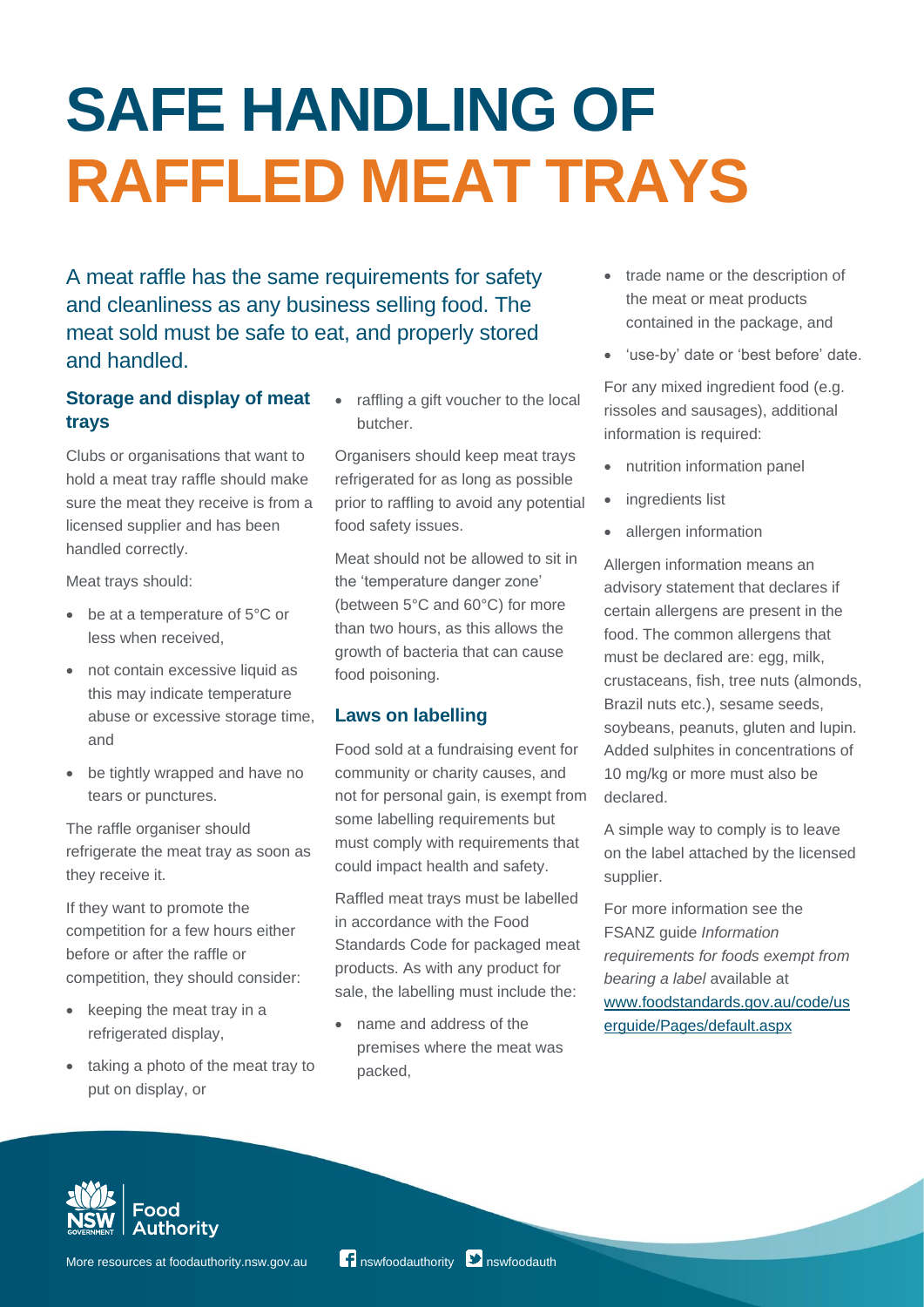# SAFE HANDLING OF RAFFLED MEAT TRAYS

A meat raffle has the same requirements for safety and cleanliness as any business selling food. The meat sold must be safe to eat, and properly stored and handled.

## Storage and display of meat trays

Clubs or organisations that want to hold a meat tray raffle should make sure the meat they receive is from a licensed supplier and has been handled correctly.

Meat trays should:

- be at a temperature of 5°C or less when received,
- not contain excessive liquid as this may indicate temperature abuse or excessive storage time, and
- be tightly wrapped and have no tears or punctures.

The raffle organiser should refrigerate the meat tray as soon as they receive it.

If they want to promote the competition for a few hours either before or after the raffle or competition, they should consider:

- keeping the meat tray in a refrigerated display,
- taking a photo of the meat tray to put on display, or
- raffling a gift voucher to the local butcher.

Organisers should keep meat trays refrigerated for as long as possible prior to raffling to avoid any potential food safety issues.

Meat should not be allowed to sit in the 'temperature danger zone' (between 5°C and 60°C) for more than two hours, as this allows the growth of bacteria that can cause food poisoning.

## Laws on labelling

Food sold at a fundraising event for community or charity causes, and not for personal gain, is exempt from some labelling requirements but must comply with requirements that could impact health and safety.

Raffled meat trays must be labelled in accordance with the Food Standards Code for packaged meat products. As with any product for sale, the labelling must include the:

- name and address of the premises where the meat was packed,
- trade name or the description of the meat or meat products contained in the package, and
- 'use-by' date or 'best before' date.

For any mixed ingredient food (e.g. rissoles and sausages), additional information is required:

- nutrition information panel
- ingredients list
- allergen information

Allergen information means an advisory statement that declares if certain allergens are present in the food. The common allergens that must be declared are: egg, milk, crustaceans, fish, tree nuts (almonds, Brazil nuts etc.), sesame seeds, soybeans, peanuts, gluten and lupin. Added sulphites in concentrations of 10 mg/kg or more must also be declared.

A simple way to comply is to leave on the label attached by the licensed supplier.

For more information see the FSANZ guide *Information requirements for foods exempt from bearing a label* available at [www.foodstandards.gov.au/code/userguide/Pages/default.aspx](www.foodstandards.gov.au/code/userguide/Pages/default.aspx)

NSW Government Food Authority

More resources at foodauthority.nsw.gov.au nswfoodauthority nswfoodauth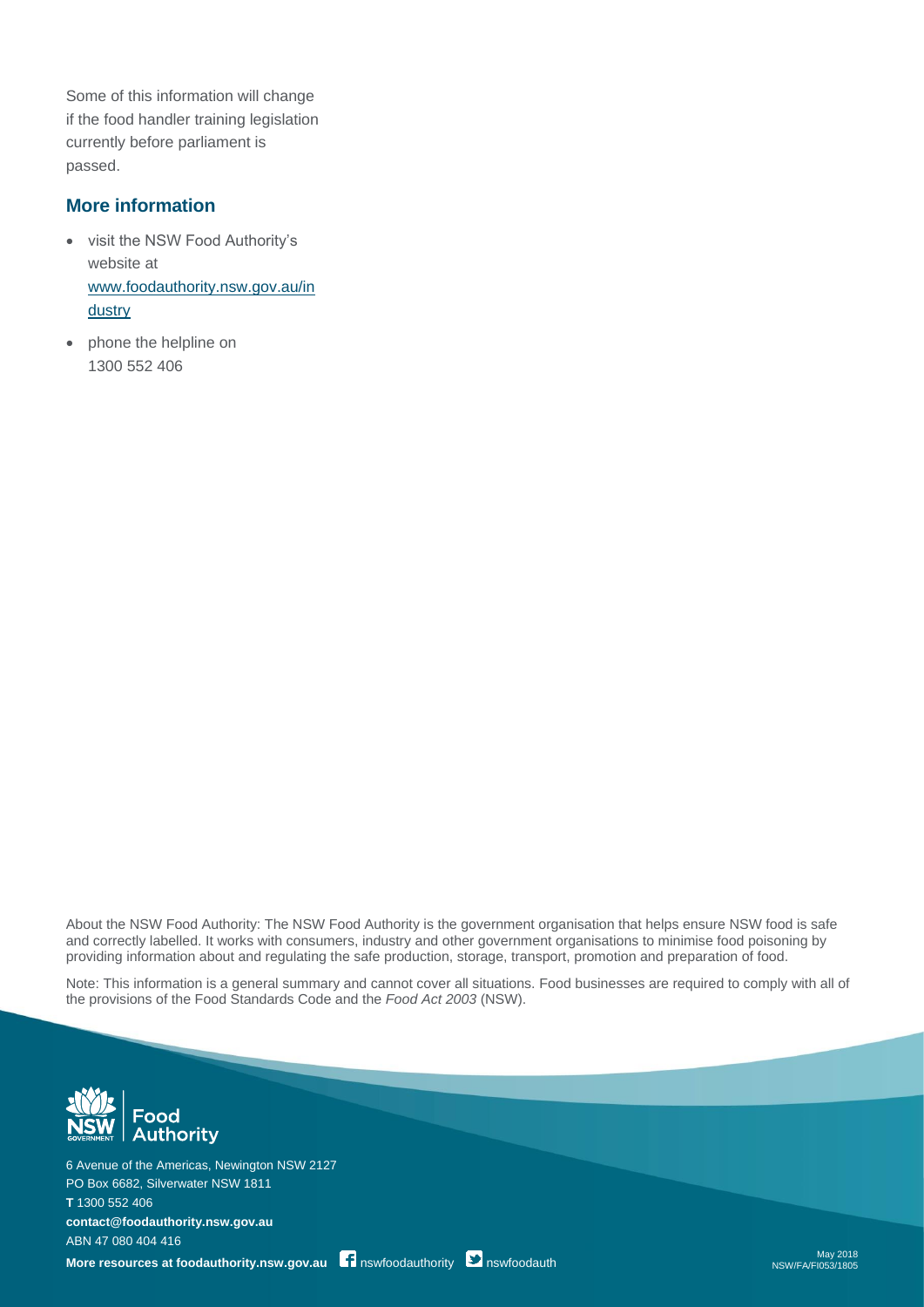Some of this information will change if the food handler training legislation currently before parliament is passed.

## More information

- visit the NSW Food Authority's website at [www.foodauthority.nsw.gov.au/industry](www.foodauthority.nsw.gov.au/industry)
- phone the helpline on 1300 552 406

About the NSW Food Authority: The NSW Food Authority is the government organisation that helps ensure NSW food is safe and correctly labelled. It works with consumers, industry and other government organisations to minimise food poisoning by providing information about and regulating the safe production, storage, transport, promotion and preparation of food.

Note: This information is a general summary and cannot cover all situations. Food businesses are required to comply with all of the provisions of the Food Standards Code and the *Food Act 2003* (NSW).

NSW GOVERNMENT | Food Authority

6 Avenue of the Americas, Newington NSW 2127
PO Box 6682, Silverwater NSW 1811
**T** 1300 552 406
**contact@foodauthority.nsw.gov.au**
ABN 47 080 404 416
**More resources at foodauthority.nsw.gov.au** nswfoodauthority nswfoodauth

May 2018
NSW/FA/FI053/1805